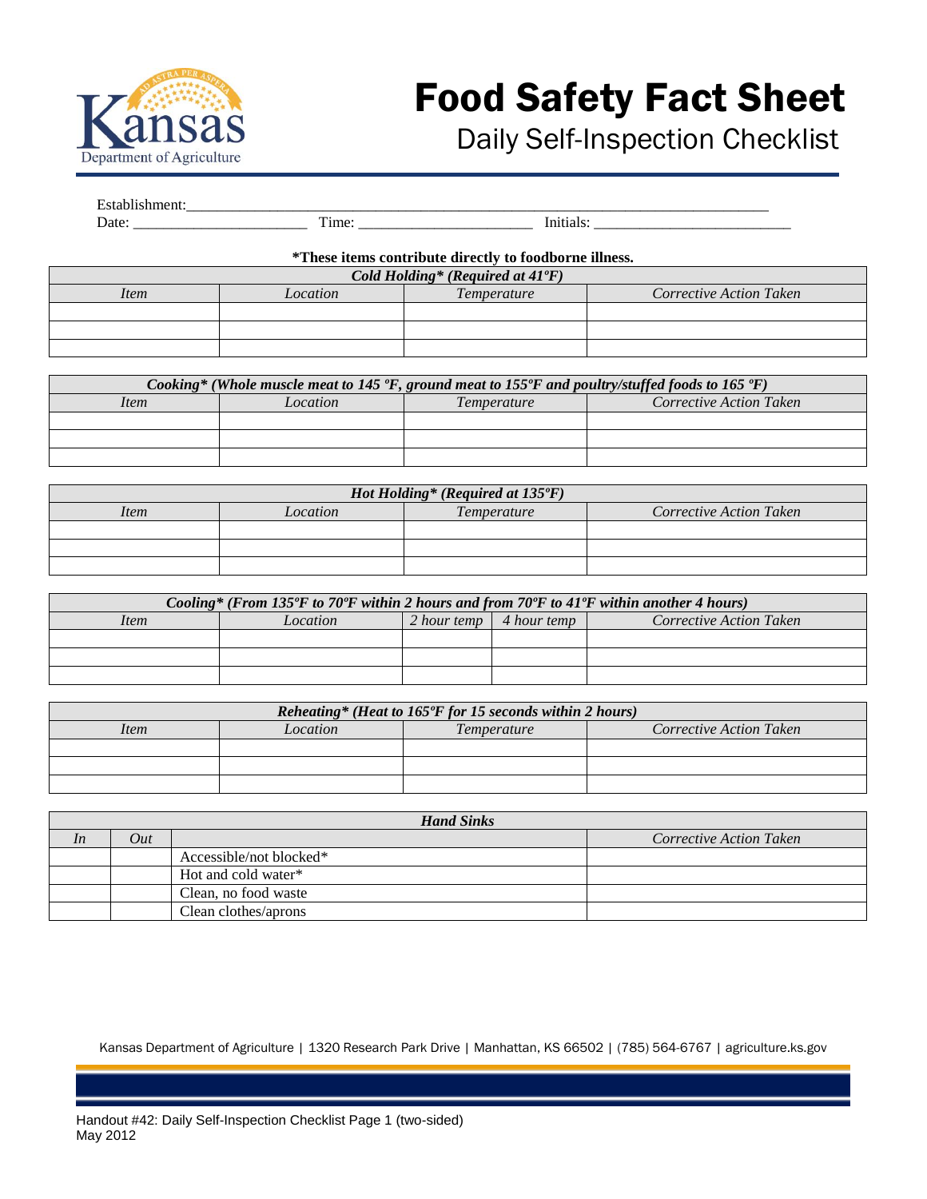# Food Safety Fact Sheet

## Daily Self-Inspection Checklist

Establishment:_______________________________________________________________________________

Date: _______________________ Time: _______________________ Initials: __________________________

**\*These items contribute directly to foodborne illness.**

| ***Cold Holding\* (Required at 41ºF)*** | | | |
|---|---|---|---|
| *Item* | *Location* | *Temperature* | *Corrective Action Taken* |
| | | | |
| | | | |
| | | | |

| ***Cooking\* (Whole muscle meat to 145 ºF, ground meat to 155ºF and poultry/stuffed foods to 165 ºF)*** | | | |
|---|---|---|---|
| *Item* | *Location* | *Temperature* | *Corrective Action Taken* |
| | | | |
| | | | |
| | | | |

| ***Hot Holding\* (Required at 135ºF)*** | | | |
|---|---|---|---|
| *Item* | *Location* | *Temperature* | *Corrective Action Taken* |
| | | | |
| | | | |
| | | | |

| ***Cooling\* (From 135ºF to 70ºF within 2 hours and from 70ºF to 41ºF within another 4 hours)*** | | | | |
|---|---|---|---|---|
| *Item* | *Location* | *2 hour temp* | *4 hour temp* | *Corrective Action Taken* |
| | | | | |
| | | | | |
| | | | | |

| ***Reheating\* (Heat to 165ºF for 15 seconds within 2 hours)*** | | | |
|---|---|---|---|
| *Item* | *Location* | *Temperature* | *Corrective Action Taken* |
| | | | |
| | | | |
| | | | |

| ***Hand Sinks*** | | | |
|---|---|---|---|
| *In* | *Out* | | *Corrective Action Taken* |
| | | Accessible/not blocked* | |
| | | Hot and cold water* | |
| | | Clean, no food waste | |
| | | Clean clothes/aprons | |

Kansas Department of Agriculture | 1320 Research Park Drive | Manhattan, KS 66502 | (785) 564-6767 | agriculture.ks.gov

Handout #42: Daily Self-Inspection Checklist Page 1 (two-sided)
May 2012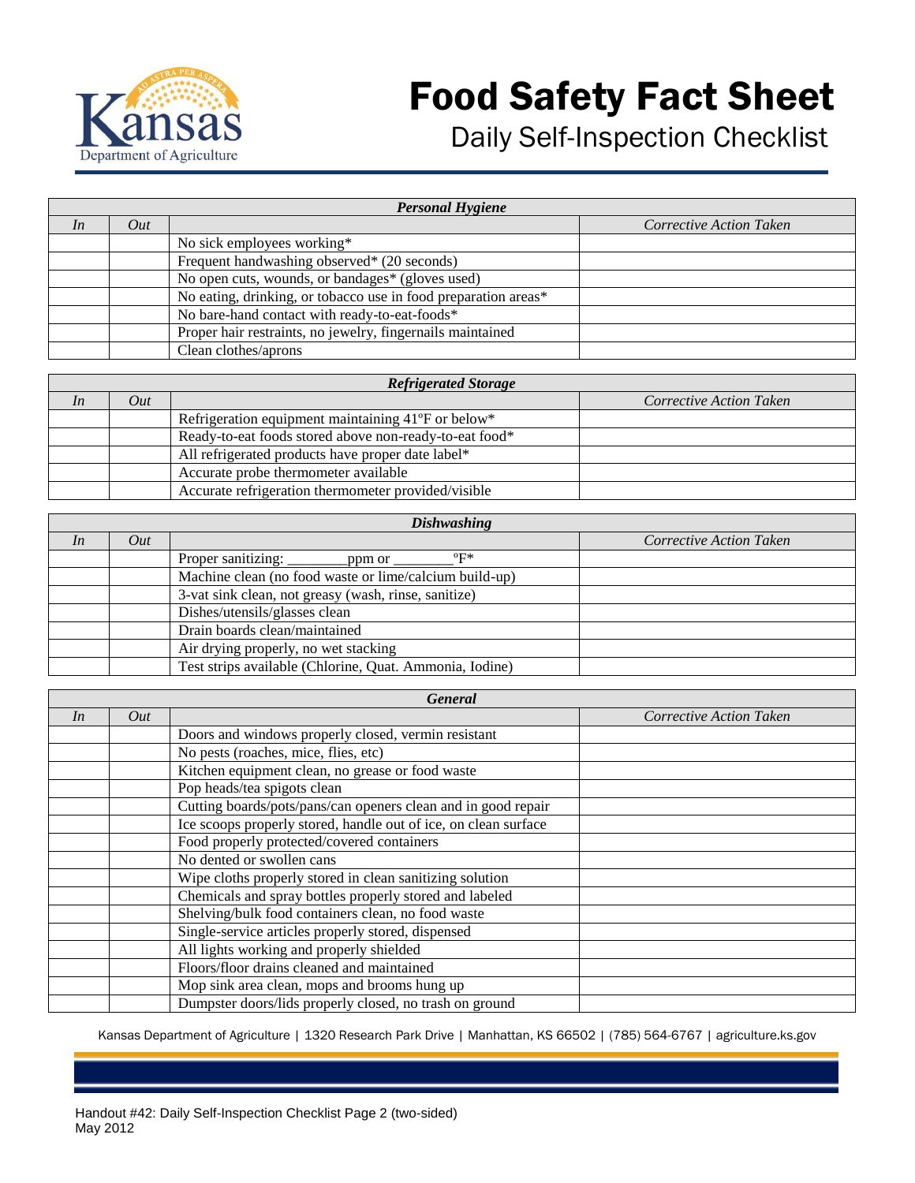# Food Safety Fact Sheet

## Daily Self-Inspection Checklist

| Personal Hygiene | | | |
|---|---|---|---|
| *In* | *Out* | | *Corrective Action Taken* |
| | | No sick employees working* | |
| | | Frequent handwashing observed* (20 seconds) | |
| | | No open cuts, wounds, or bandages* (gloves used) | |
| | | No eating, drinking, or tobacco use in food preparation areas* | |
| | | No bare-hand contact with ready-to-eat-foods* | |
| | | Proper hair restraints, no jewelry, fingernails maintained | |
| | | Clean clothes/aprons | |

| Refrigerated Storage | | | |
|---|---|---|---|
| *In* | *Out* | | *Corrective Action Taken* |
| | | Refrigeration equipment maintaining 41°F or below* | |
| | | Ready-to-eat foods stored above non-ready-to-eat food* | |
| | | All refrigerated products have proper date label* | |
| | | Accurate probe thermometer available | |
| | | Accurate refrigeration thermometer provided/visible | |

| Dishwashing | | | |
|---|---|---|---|
| *In* | *Out* | | *Corrective Action Taken* |
| | | Proper sanitizing: ________ppm or ________°F* | |
| | | Machine clean (no food waste or lime/calcium build-up) | |
| | | 3-vat sink clean, not greasy (wash, rinse, sanitize) | |
| | | Dishes/utensils/glasses clean | |
| | | Drain boards clean/maintained | |
| | | Air drying properly, no wet stacking | |
| | | Test strips available (Chlorine, Quat. Ammonia, Iodine) | |

| General | | | |
|---|---|---|---|
| *In* | *Out* | | *Corrective Action Taken* |
| | | Doors and windows properly closed, vermin resistant | |
| | | No pests (roaches, mice, flies, etc) | |
| | | Kitchen equipment clean, no grease or food waste | |
| | | Pop heads/tea spigots clean | |
| | | Cutting boards/pots/pans/can openers clean and in good repair | |
| | | Ice scoops properly stored, handle out of ice, on clean surface | |
| | | Food properly protected/covered containers | |
| | | No dented or swollen cans | |
| | | Wipe cloths properly stored in clean sanitizing solution | |
| | | Chemicals and spray bottles properly stored and labeled | |
| | | Shelving/bulk food containers clean, no food waste | |
| | | Single-service articles properly stored, dispensed | |
| | | All lights working and properly shielded | |
| | | Floors/floor drains cleaned and maintained | |
| | | Mop sink area clean, mops and brooms hung up | |
| | | Dumpster doors/lids properly closed, no trash on ground | |

Kansas Department of Agriculture | 1320 Research Park Drive | Manhattan, KS 66502 | (785) 564-6767 | agriculture.ks.gov

Handout #42: Daily Self-Inspection Checklist Page 2 (two-sided)
May 2012